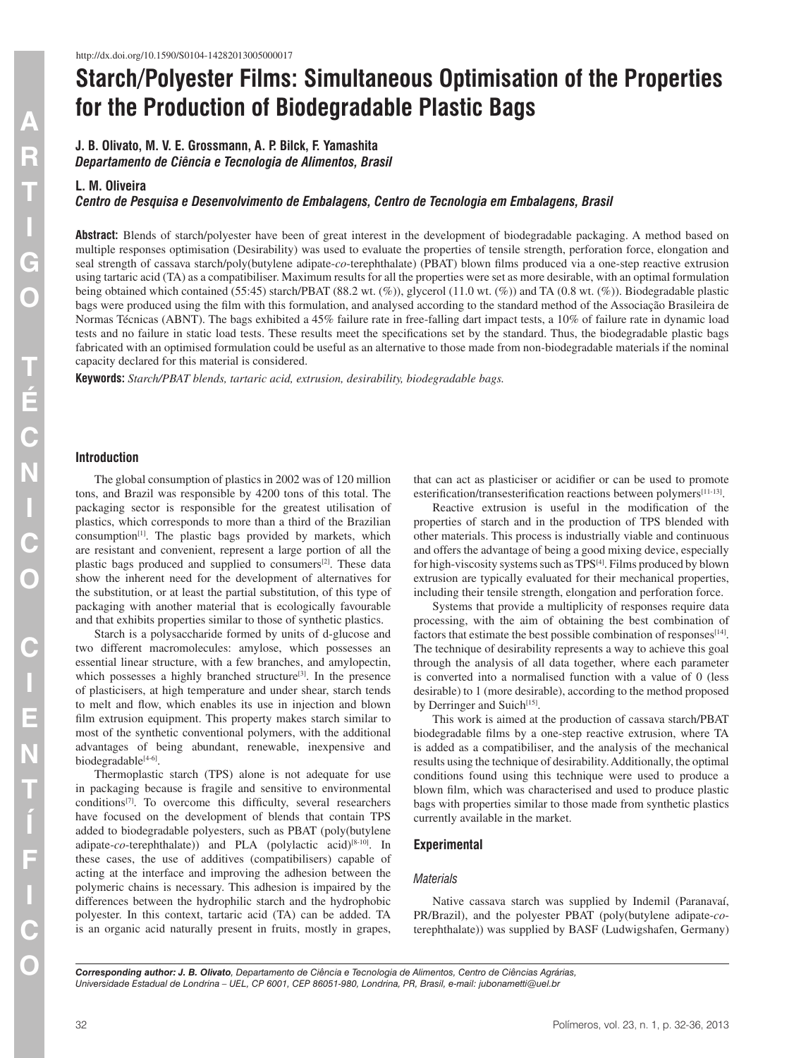http://dx.doi.org/10.1590/S0104-14282013005000017

# Starch/Polyester Films: Simultaneous Optimisation of the Properties for the Production of Biodegradable Plastic Bags

**J. B. Olivato, M. V. E. Grossmann, A. P. Bilck, F. Yamashita**
***Departamento de Ciência e Tecnologia de Alimentos, Brasil***

**L. M. Oliveira**
***Centro de Pesquisa e Desenvolvimento de Embalagens, Centro de Tecnologia em Embalagens, Brasil***

**Abstract:** Blends of starch/polyester have been of great interest in the development of biodegradable packaging. A method based on multiple responses optimisation (Desirability) was used to evaluate the properties of tensile strength, perforation force, elongation and seal strength of cassava starch/poly(butylene adipate-*co*-terephthalate) (PBAT) blown films produced via a one-step reactive extrusion using tartaric acid (TA) as a compatibiliser. Maximum results for all the properties were set as more desirable, with an optimal formulation being obtained which contained (55:45) starch/PBAT (88.2 wt. (%)), glycerol (11.0 wt. (%)) and TA (0.8 wt. (%)). Biodegradable plastic bags were produced using the film with this formulation, and analysed according to the standard method of the Associação Brasileira de Normas Técnicas (ABNT). The bags exhibited a 45% failure rate in free-falling dart impact tests, a 10% of failure rate in dynamic load tests and no failure in static load tests. These results meet the specifications set by the standard. Thus, the biodegradable plastic bags fabricated with an optimised formulation could be useful as an alternative to those made from non-biodegradable materials if the nominal capacity declared for this material is considered.

**Keywords:** *Starch/PBAT blends, tartaric acid, extrusion, desirability, biodegradable bags.*

## Introduction

The global consumption of plastics in 2002 was of 120 million tons, and Brazil was responsible by 4200 tons of this total. The packaging sector is responsible for the greatest utilisation of plastics, which corresponds to more than a third of the Brazilian consumption[1]. The plastic bags provided by markets, which are resistant and convenient, represent a large portion of all the plastic bags produced and supplied to consumers[2]. These data show the inherent need for the development of alternatives for the substitution, or at least the partial substitution, of this type of packaging with another material that is ecologically favourable and that exhibits properties similar to those of synthetic plastics.

Starch is a polysaccharide formed by units of d-glucose and two different macromolecules: amylose, which possesses an essential linear structure, with a few branches, and amylopectin, which possesses a highly branched structure[3]. In the presence of plasticisers, at high temperature and under shear, starch tends to melt and flow, which enables its use in injection and blown film extrusion equipment. This property makes starch similar to most of the synthetic conventional polymers, with the additional advantages of being abundant, renewable, inexpensive and biodegradable[4-6].

Thermoplastic starch (TPS) alone is not adequate for use in packaging because is fragile and sensitive to environmental conditions[7]. To overcome this difficulty, several researchers have focused on the development of blends that contain TPS added to biodegradable polyesters, such as PBAT (poly(butylene adipate-*co*-terephthalate)) and PLA (polylactic acid)[8-10]. In these cases, the use of additives (compatibilisers) capable of acting at the interface and improving the adhesion between the polymeric chains is necessary. This adhesion is impaired by the differences between the hydrophilic starch and the hydrophobic polyester. In this context, tartaric acid (TA) can be added. TA is an organic acid naturally present in fruits, mostly in grapes, that can act as plasticiser or acidifier or can be used to promote esterification/transesterification reactions between polymers[11-13].

Reactive extrusion is useful in the modification of the properties of starch and in the production of TPS blended with other materials. This process is industrially viable and continuous and offers the advantage of being a good mixing device, especially for high-viscosity systems such as TPS[4]. Films produced by blown extrusion are typically evaluated for their mechanical properties, including their tensile strength, elongation and perforation force.

Systems that provide a multiplicity of responses require data processing, with the aim of obtaining the best combination of factors that estimate the best possible combination of responses[14]. The technique of desirability represents a way to achieve this goal through the analysis of all data together, where each parameter is converted into a normalised function with a value of 0 (less desirable) to 1 (more desirable), according to the method proposed by Derringer and Suich[15].

This work is aimed at the production of cassava starch/PBAT biodegradable films by a one-step reactive extrusion, where TA is added as a compatibiliser, and the analysis of the mechanical results using the technique of desirability. Additionally, the optimal conditions found using this technique were used to produce a blown film, which was characterised and used to produce plastic bags with properties similar to those made from synthetic plastics currently available in the market.

## Experimental

### *Materials*

Native cassava starch was supplied by Indemil (Paranavaí, PR/Brazil), and the polyester PBAT (poly(butylene adipate-*co*-terephthalate)) was supplied by BASF (Ludwigshafen, Germany)

***Corresponding author:** J. B. Olivato, Departamento de Ciência e Tecnologia de Alimentos, Centro de Ciências Agrárias, Universidade Estadual de Londrina – UEL, CP 6001, CEP 86051-980, Londrina, PR, Brasil, e-mail: jubonametti@uel.br*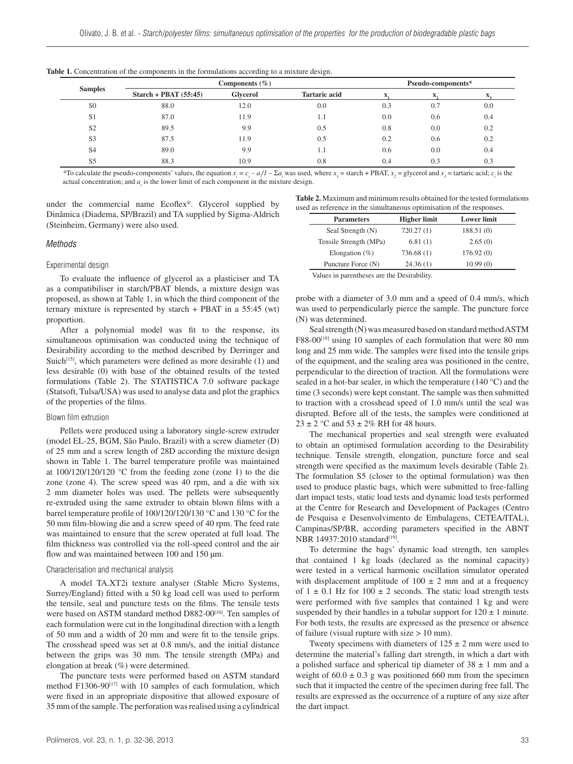**Table 1.** Concentration of the components in the formulations according to a mixture design.

| Samples | Components (%) | | | Pseudo-components* | | |
|---|---|---|---|---|---|---|
| | Starch + PBAT (55:45) | Glycerol | Tartaric acid | $x_1$ | $x_2$ | $x_3$ |
| S0 | 88.0 | 12.0 | 0.0 | 0.3 | 0.7 | 0.0 |
| S1 | 87.0 | 11.9 | 1.1 | 0.0 | 0.6 | 0.4 |
| S2 | 89.5 | 9.9 | 0.5 | 0.8 | 0.0 | 0.2 |
| S3 | 87.5 | 11.9 | 0.5 | 0.2 | 0.6 | 0.2 |
| S4 | 89.0 | 9.9 | 1.1 | 0.6 | 0.0 | 0.4 |
| S5 | 88.3 | 10.9 | 0.8 | 0.4 | 0.3 | 0.3 |

*To calculate the pseudo-components' values, the equation $x_i = c_i - a_i/1 - \Sigma a_i$ was used, where $x_1$ = starch + PBAT, $x_2$ = glycerol and $x_3$ = tartaric acid; $c_i$ is the actual concentration; and $a_i$ is the lower limit of each component in the mixture design.

under the commercial name Ecoflex®. Glycerol supplied by Dinâmica (Diadema, SP/Brazil) and TA supplied by Sigma-Aldrich (Steinheim, Germany) were also used.

### Methods

#### Experimental design

To evaluate the influence of glycerol as a plasticiser and TA as a compatibiliser in starch/PBAT blends, a mixture design was proposed, as shown at Table 1, in which the third component of the ternary mixture is represented by starch + PBAT in a 55:45 (wt) proportion.

After a polynomial model was fit to the response, its simultaneous optimisation was conducted using the technique of Desirability according to the method described by Derringer and Suich[15], which parameters were defined as more desirable (1) and less desirable (0) with base of the obtained results of the tested formulations (Table 2). The STATISTICA 7.0 software package (Statsoft, Tulsa/USA) was used to analyse data and plot the graphics of the properties of the films.

#### Blown film extrusion

Pellets were produced using a laboratory single-screw extruder (model EL-25, BGM, São Paulo, Brazil) with a screw diameter (D) of 25 mm and a screw length of 28D according the mixture design shown in Table 1. The barrel temperature profile was maintained at 100/120/120/120 °C from the feeding zone (zone 1) to the die zone (zone 4). The screw speed was 40 rpm, and a die with six 2 mm diameter holes was used. The pellets were subsequently re-extruded using the same extruder to obtain blown films with a barrel temperature profile of 100/120/120/130 °C and 130 °C for the 50 mm film-blowing die and a screw speed of 40 rpm. The feed rate was maintained to ensure that the screw operated at full load. The film thickness was controlled via the roll-speed control and the air flow and was maintained between 100 and 150 µm.

#### Characterisation and mechanical analysis

A model TA.XT2i texture analyser (Stable Micro Systems, Surrey/England) fitted with a 50 kg load cell was used to perform the tensile, seal and puncture tests on the films. The tensile tests were based on ASTM standard method D882-00[16]. Ten samples of each formulation were cut in the longitudinal direction with a length of 50 mm and a width of 20 mm and were fit to the tensile grips. The crosshead speed was set at 0.8 mm/s, and the initial distance between the grips was 30 mm. The tensile strength (MPa) and elongation at break (%) were determined.

The puncture tests were performed based on ASTM standard method F1306-90[17] with 10 samples of each formulation, which were fixed in an appropriate dispositive that allowed exposure of 35 mm of the sample. The perforation was realised using a cylindrical probe with a diameter of 3.0 mm and a speed of 0.4 mm/s, which was used to perpendicularly pierce the sample. The puncture force (N) was determined.

**Table 2.** Maximum and minimum results obtained for the tested formulations used as reference in the simultaneous optimisation of the responses.

| Parameters | Higher limit | Lower limit |
|---|---|---|
| Seal Strength (N) | 720.27 (1) | 188.51 (0) |
| Tensile Strength (MPa) | 6.81 (1) | 2.65 (0) |
| Elongation (%) | 736.68 (1) | 176.92 (0) |
| Puncture Force (N) | 24.36 (1) | 10.99 (0) |

Values in parentheses are the Desirability.

Seal strength (N) was measured based on standard method ASTM F88-00[18] using 10 samples of each formulation that were 80 mm long and 25 mm wide. The samples were fixed into the tensile grips of the equipment, and the sealing area was positioned in the centre, perpendicular to the direction of traction. All the formulations were sealed in a hot-bar sealer, in which the temperature (140 °C) and the time (3 seconds) were kept constant. The sample was then submitted to traction with a crosshead speed of 1.0 mm/s until the seal was disrupted. Before all of the tests, the samples were conditioned at 23 ± 2 °C and 53 ± 2% RH for 48 hours.

The mechanical properties and seal strength were evaluated to obtain an optimised formulation according to the Desirability technique. Tensile strength, elongation, puncture force and seal strength were specified as the maximum levels desirable (Table 2). The formulation S5 (closer to the optimal formulation) was then used to produce plastic bags, which were submitted to free-falling dart impact tests, static load tests and dynamic load tests performed at the Centre for Research and Development of Packages (Centro de Pesquisa e Desenvolvimento de Embalagens, CETEA/ITAL), Campinas/SP/BR, according parameters specified in the ABNT NBR 14937:2010 standard[19].

To determine the bags' dynamic load strength, ten samples that contained 1 kg loads (declared as the nominal capacity) were tested in a vertical harmonic oscillation simulator operated with displacement amplitude of 100 ± 2 mm and at a frequency of 1 ± 0.1 Hz for 100 ± 2 seconds. The static load strength tests were performed with five samples that contained 1 kg and were suspended by their handles in a tubular support for 120 ± 1 minute. For both tests, the results are expressed as the presence or absence of failure (visual rupture with size > 10 mm).

Twenty specimens with diameters of 125 ± 2 mm were used to determine the material's falling dart strength, in which a dart with a polished surface and spherical tip diameter of 38 ± 1 mm and a weight of 60.0 ± 0.3 g was positioned 660 mm from the specimen such that it impacted the centre of the specimen during free fall. The results are expressed as the occurrence of a rupture of any size after the dart impact.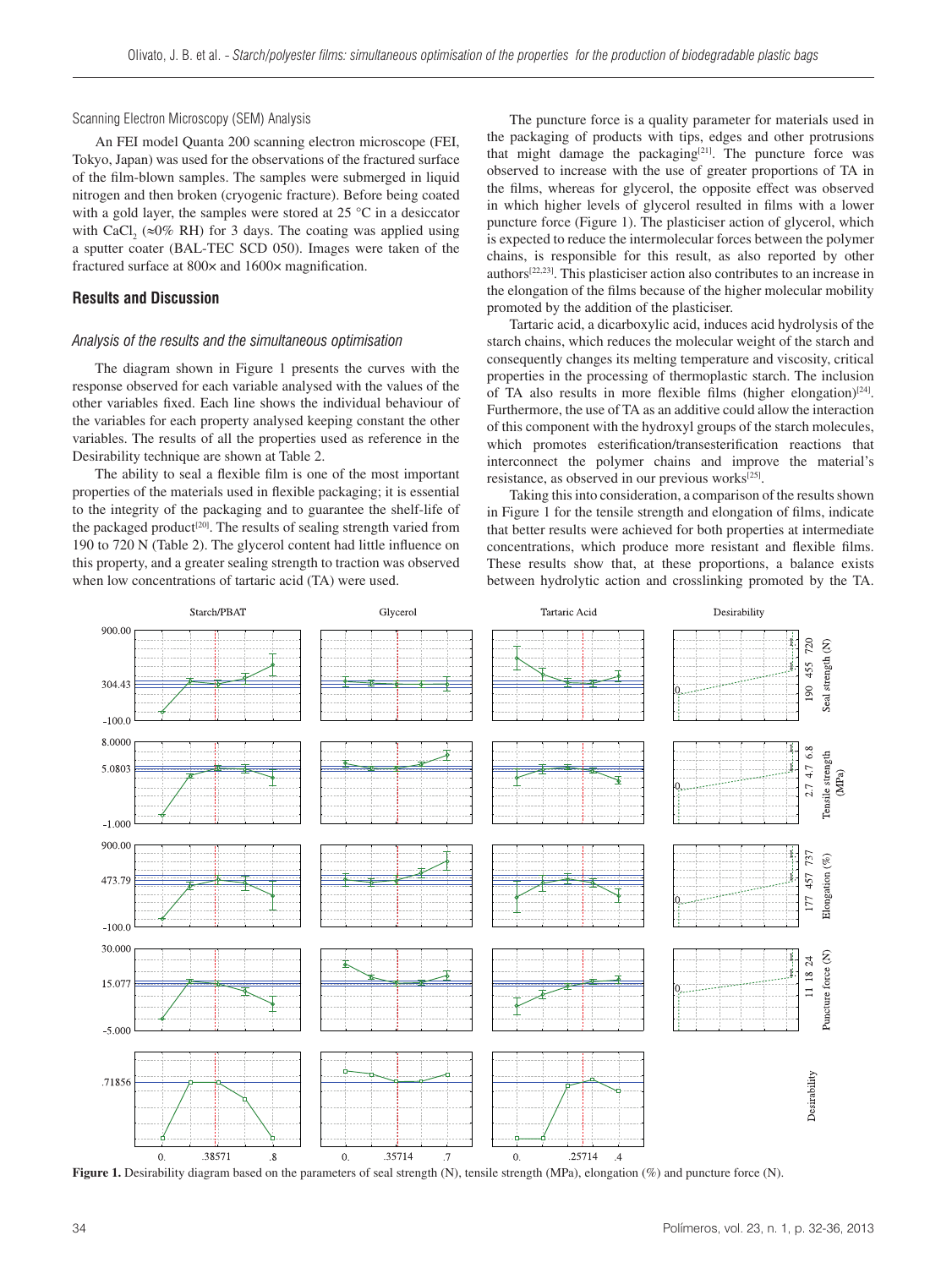### Scanning Electron Microscopy (SEM) Analysis

An FEI model Quanta 200 scanning electron microscope (FEI, Tokyo, Japan) was used for the observations of the fractured surface of the film-blown samples. The samples were submerged in liquid nitrogen and then broken (cryogenic fracture). Before being coated with a gold layer, the samples were stored at 25 °C in a desiccator with $CaCl_2$ (≈0% RH) for 3 days. The coating was applied using a sputter coater (BAL-TEC SCD 050). Images were taken of the fractured surface at 800× and 1600× magnification.

## Results and Discussion

### *Analysis of the results and the simultaneous optimisation*

The diagram shown in Figure 1 presents the curves with the response observed for each variable analysed with the values of the other variables fixed. Each line shows the individual behaviour of the variables for each property analysed keeping constant the other variables. The results of all the properties used as reference in the Desirability technique are shown at Table 2.

The ability to seal a flexible film is one of the most important properties of the materials used in flexible packaging; it is essential to the integrity of the packaging and to guarantee the shelf-life of the packaged product[20]. The results of sealing strength varied from 190 to 720 N (Table 2). The glycerol content had little influence on this property, and a greater sealing strength to traction was observed when low concentrations of tartaric acid (TA) were used.

The puncture force is a quality parameter for materials used in the packaging of products with tips, edges and other protrusions that might damage the packaging[21]. The puncture force was observed to increase with the use of greater proportions of TA in the films, whereas for glycerol, the opposite effect was observed in which higher levels of glycerol resulted in films with a lower puncture force (Figure 1). The plasticiser action of glycerol, which is expected to reduce the intermolecular forces between the polymer chains, is responsible for this result, as also reported by other authors[22,23]. This plasticiser action also contributes to an increase in the elongation of the films because of the higher molecular mobility promoted by the addition of the plasticiser.

Tartaric acid, a dicarboxylic acid, induces acid hydrolysis of the starch chains, which reduces the molecular weight of the starch and consequently changes its melting temperature and viscosity, critical properties in the processing of thermoplastic starch. The inclusion of TA also results in more flexible films (higher elongation)[24]. Furthermore, the use of TA as an additive could allow the interaction of this component with the hydroxyl groups of the starch molecules, which promotes esterification/transesterification reactions that interconnect the polymer chains and improve the material's resistance, as observed in our previous works[25].

Taking this into consideration, a comparison of the results shown in Figure 1 for the tensile strength and elongation of films, indicate that better results were achieved for both properties at intermediate concentrations, which produce more resistant and flexible films. These results show that, at these proportions, a balance exists between hydrolytic action and crosslinking promoted by the TA.

**Figure 1.** Desirability diagram based on the parameters of seal strength (N), tensile strength (MPa), elongation (%) and puncture force (N).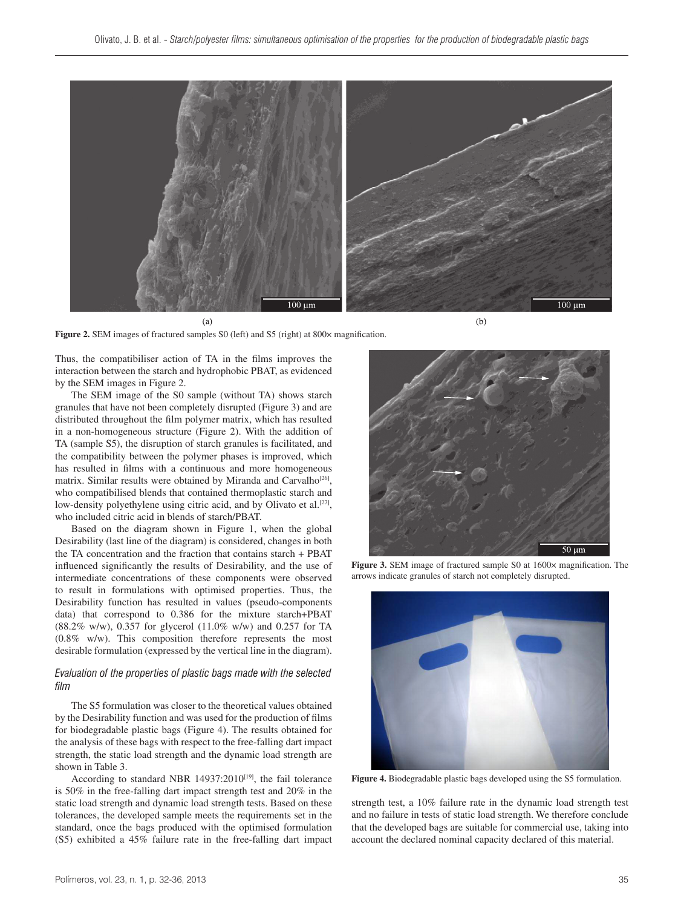(a) (b)

**Figure 2.** SEM images of fractured samples S0 (left) and S5 (right) at 800× magnification.

Thus, the compatibiliser action of TA in the films improves the interaction between the starch and hydrophobic PBAT, as evidenced by the SEM images in Figure 2.

The SEM image of the S0 sample (without TA) shows starch granules that have not been completely disrupted (Figure 3) and are distributed throughout the film polymer matrix, which has resulted in a non-homogeneous structure (Figure 2). With the addition of TA (sample S5), the disruption of starch granules is facilitated, and the compatibility between the polymer phases is improved, which has resulted in films with a continuous and more homogeneous matrix. Similar results were obtained by Miranda and Carvalho[26], who compatibilised blends that contained thermoplastic starch and low-density polyethylene using citric acid, and by Olivato et al.[27], who included citric acid in blends of starch/PBAT.

Based on the diagram shown in Figure 1, when the global Desirability (last line of the diagram) is considered, changes in both the TA concentration and the fraction that contains starch + PBAT influenced significantly the results of Desirability, and the use of intermediate concentrations of these components were observed to result in formulations with optimised properties. Thus, the Desirability function has resulted in values (pseudo-components data) that correspond to 0.386 for the mixture starch+PBAT (88.2% w/w), 0.357 for glycerol (11.0% w/w) and 0.257 for TA (0.8% w/w). This composition therefore represents the most desirable formulation (expressed by the vertical line in the diagram).

**Figure 3.** SEM image of fractured sample S0 at 1600× magnification. The arrows indicate granules of starch not completely disrupted.

### *Evaluation of the properties of plastic bags made with the selected film*

The S5 formulation was closer to the theoretical values obtained by the Desirability function and was used for the production of films for biodegradable plastic bags (Figure 4). The results obtained for the analysis of these bags with respect to the free-falling dart impact strength, the static load strength and the dynamic load strength are shown in Table 3.

According to standard NBR 14937:2010[19], the fail tolerance is 50% in the free-falling dart impact strength test and 20% in the static load strength and dynamic load strength tests. Based on these tolerances, the developed sample meets the requirements set in the standard, once the bags produced with the optimised formulation (S5) exhibited a 45% failure rate in the free-falling dart impact strength test, a 10% failure rate in the dynamic load strength test and no failure in tests of static load strength. We therefore conclude that the developed bags are suitable for commercial use, taking into account the declared nominal capacity declared of this material.

**Figure 4.** Biodegradable plastic bags developed using the S5 formulation.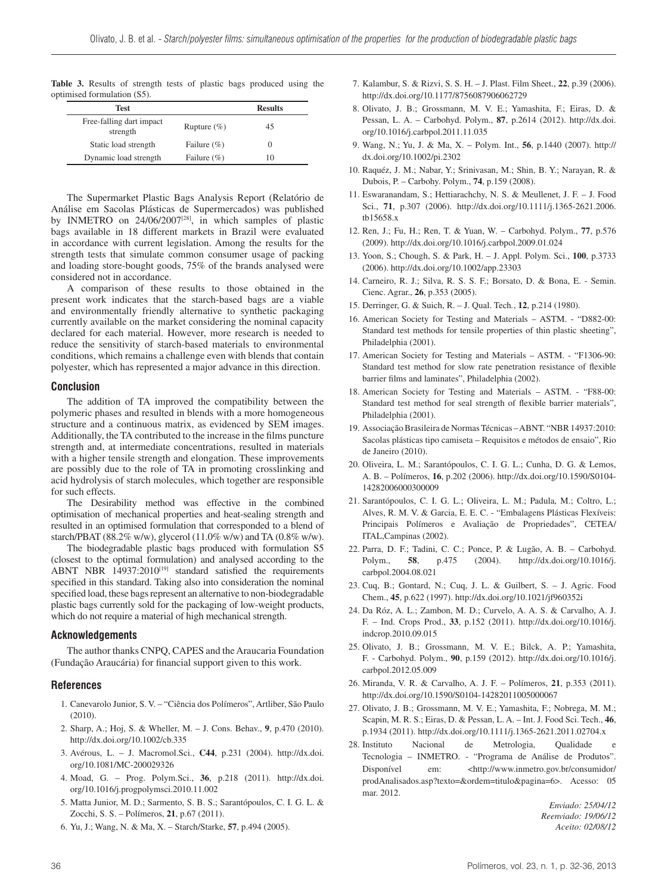**Table 3.** Results of strength tests of plastic bags produced using the optimised formulation (S5).

| Test | | Results |
|---|---|---|
| Free-falling dart impact strength | Rupture (%) | 45 |
| Static load strength | Failure (%) | 0 |
| Dynamic load strength | Failure (%) | 10 |

The Supermarket Plastic Bags Analysis Report (Relatório de Análise em Sacolas Plásticas de Supermercados) was published by INMETRO on 24/06/2007[28], in which samples of plastic bags available in 18 different markets in Brazil were evaluated in accordance with current legislation. Among the results for the strength tests that simulate common consumer usage of packing and loading store-bought goods, 75% of the brands analysed were considered not in accordance.

A comparison of these results to those obtained in the present work indicates that the starch-based bags are a viable and environmentally friendly alternative to synthetic packaging currently available on the market considering the nominal capacity declared for each material. However, more research is needed to reduce the sensitivity of starch-based materials to environmental conditions, which remains a challenge even with blends that contain polyester, which has represented a major advance in this direction.

## Conclusion

The addition of TA improved the compatibility between the polymeric phases and resulted in blends with a more homogeneous structure and a continuous matrix, as evidenced by SEM images. Additionally, the TA contributed to the increase in the films puncture strength and, at intermediate concentrations, resulted in materials with a higher tensile strength and elongation. These improvements are possibly due to the role of TA in promoting crosslinking and acid hydrolysis of starch molecules, which together are responsible for such effects.

The Desirability method was effective in the combined optimisation of mechanical properties and heat-sealing strength and resulted in an optimised formulation that corresponded to a blend of starch/PBAT (88.2% w/w), glycerol (11.0% w/w) and TA (0.8% w/w).

The biodegradable plastic bags produced with formulation S5 (closest to the optimal formulation) and analysed according to the ABNT NBR 14937:2010[19] standard satisfied the requirements specified in this standard. Taking also into consideration the nominal specified load, these bags represent an alternative to non-biodegradable plastic bags currently sold for the packaging of low-weight products, which do not require a material of high mechanical strength.

## Acknowledgements

The author thanks CNPQ, CAPES and the Araucaria Foundation (Fundação Araucária) for financial support given to this work.

## References

1. Canevarolo Junior, S. V. – "Ciência dos Polímeros", Artliber, São Paulo (2010).
2. Sharp, A.; Hoj, S. & Wheller, M. – J. Cons. Behav., **9**, p.470 (2010). http://dx.doi.org/10.1002/cb.335
3. Avérous, L. – J. Macromol.Sci., **C44**, p.231 (2004). http://dx.doi.org/10.1081/MC-200029326
4. Moad, G. – Prog. Polym.Sci., **36**, p.218 (2011). http://dx.doi.org/10.1016/j.progpolymsci.2010.11.002
5. Matta Junior, M. D.; Sarmento, S. B. S.; Sarantópoulos, C. I. G. L. & Zocchi, S. S. – Polímeros, **21**, p.67 (2011).
6. Yu, J.; Wang, N. & Ma, X. – Starch/Starke, **57**, p.494 (2005).
7. Kalambur, S. & Rizvi, S. S. H. – J. Plast. Film Sheet., **22**, p.39 (2006). http://dx.doi.org/10.1177/8756087906062729
8. Olivato, J. B.; Grossmann, M. V. E.; Yamashita, F.; Eiras, D. & Pessan, L. A. – Carbohyd. Polym., **87**, p.2614 (2012). http://dx.doi.org/10.1016/j.carbpol.2011.11.035
9. Wang, N.; Yu, J. & Ma, X. – Polym. Int., **56**, p.1440 (2007). http://dx.doi.org/10.1002/pi.2302
10. Raquéz, J. M.; Nabar, Y.; Srinivasan, M.; Shin, B. Y.; Narayan, R. & Dubois, P. – Carbohy. Polym., **74**, p.159 (2008).
11. Eswaranandam, S.; Hettiarachchy, N. S. & Meullenet, J. F. – J. Food Sci., **71**, p.307 (2006). http://dx.doi.org/10.1111/j.1365-2621.2006.tb15658.x
12. Ren, J.; Fu, H.; Ren, T. & Yuan, W. – Carbohyd. Polym., **77**, p.576 (2009). http://dx.doi.org/10.1016/j.carbpol.2009.01.024
13. Yoon, S.; Chough, S. & Park, H. – J. Appl. Polym. Sci., **100**, p.3733 (2006). http://dx.doi.org/10.1002/app.23303
14. Carneiro, R. J.; Silva, R. S. S. F.; Borsato, D. & Bona, E. - Semin. Cienc. Agrar., **26**, p.353 (2005).
15. Derringer, G. & Suich, R. – J. Qual. Tech., **12**, p.214 (1980).
16. American Society for Testing and Materials – ASTM. - "D882-00: Standard test methods for tensile properties of thin plastic sheeting", Philadelphia (2001).
17. American Society for Testing and Materials – ASTM. - "F1306-90: Standard test method for slow rate penetration resistance of flexible barrier films and laminates", Philadelphia (2002).
18. American Society for Testing and Materials – ASTM. - "F88-00: Standard test method for seal strength of flexible barrier materials", Philadelphia (2001).
19. Associação Brasileira de Normas Técnicas – ABNT. "NBR 14937:2010: Sacolas plásticas tipo camiseta – Requisitos e métodos de ensaio", Rio de Janeiro (2010).
20. Oliveira, L. M.; Sarantópoulos, C. I. G. L.; Cunha, D. G. & Lemos, A. B. – Polímeros, **16**, p.202 (2006). http://dx.doi.org/10.1590/S0104-14282006000300009
21. Sarantópoulos, C. I. G. L.; Oliveira, L. M.; Padula, M.; Coltro, L.; Alves, R. M. V. & Garcia, E. E. C. - "Embalagens Plásticas Flexíveis: Principais Polímeros e Avaliação de Propriedades", CETEA/ITAL,Campinas (2002).
22. Parra, D. F.; Tadini, C. C.; Ponce, P. & Lugão, A. B. – Carbohyd. Polym., **58**, p.475 (2004). http://dx.doi.org/10.1016/j.carbpol.2004.08.021
23. Cuq, B.; Gontard, N.; Cuq, J. L. & Guilbert, S. – J. Agric. Food Chem., **45**, p.622 (1997). http://dx.doi.org/10.1021/jf960352i
24. Da Róz, A. L.; Zambon, M. D.; Curvelo, A. A. S. & Carvalho, A. J. F. – Ind. Crops Prod., **33**, p.152 (2011). http://dx.doi.org/10.1016/j.indcrop.2010.09.015
25. Olivato, J. B.; Grossmann, M. V. E.; Bilck, A. P.; Yamashita, F. - Carbohyd. Polym., **90**, p.159 (2012). http://dx.doi.org/10.1016/j.carbpol.2012.05.009
26. Miranda, V. R. & Carvalho, A. J. F. – Polímeros, **21**, p.353 (2011). http://dx.doi.org/10.1590/S0104-14282011005000067
27. Olivato, J. B.; Grossmann, M. V. E.; Yamashita, F.; Nobrega, M. M.; Scapin, M. R. S.; Eiras, D. & Pessan, L. A. – Int. J. Food Sci. Tech., **46**, p.1934 (2011). http://dx.doi.org/10.1111/j.1365-2621.2011.02704.x
28. Instituto Nacional de Metrologia, Qualidade e Tecnologia – INMETRO. - "Programa de Análise de Produtos". Disponível em: <http://www.inmetro.gov.br/consumidor/prodAnalisados.asp?texto=&ordem=titulo&pagina=6>. Acesso: 05 mar. 2012.

*Enviado: 25/04/12*
*Reenviado: 19/06/12*
*Aceito: 02/08/12*